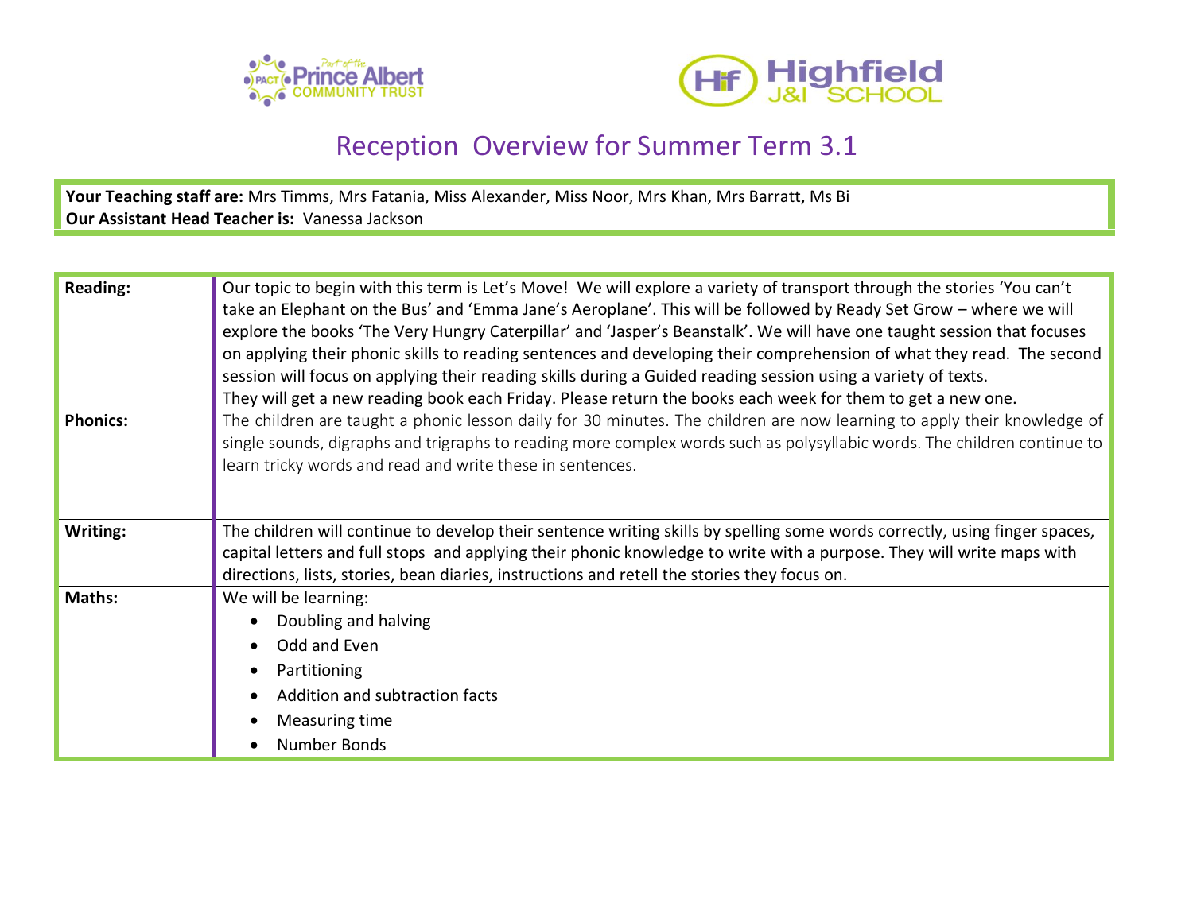# Reception Overview for Summer Term 3.1

**Your Teaching staff are:** Mrs Timms, Mrs Fatania, Miss Alexander, Miss Noor, Mrs Khan, Mrs Barratt, Ms Bi
**Our Assistant Head Teacher is:** Vanessa Jackson

| | |
|---|---|
| **Reading:** | Our topic to begin with this term is Let's Move! We will explore a variety of transport through the stories 'You can't take an Elephant on the Bus' and 'Emma Jane's Aeroplane'. This will be followed by Ready Set Grow – where we will explore the books 'The Very Hungry Caterpillar' and 'Jasper's Beanstalk'. We will have one taught session that focuses on applying their phonic skills to reading sentences and developing their comprehension of what they read. The second session will focus on applying their reading skills during a Guided reading session using a variety of texts. They will get a new reading book each Friday. Please return the books each week for them to get a new one. |
| **Phonics:** | The children are taught a phonic lesson daily for 30 minutes. The children are now learning to apply their knowledge of single sounds, digraphs and trigraphs to reading more complex words such as polysyllabic words. The children continue to learn tricky words and read and write these in sentences. |
| **Writing:** | The children will continue to develop their sentence writing skills by spelling some words correctly, using finger spaces, capital letters and full stops and applying their phonic knowledge to write with a purpose. They will write maps with directions, lists, stories, bean diaries, instructions and retell the stories they focus on. |
| **Maths:** | We will be learning:<br>• Doubling and halving<br>• Odd and Even<br>• Partitioning<br>• Addition and subtraction facts<br>• Measuring time<br>• Number Bonds |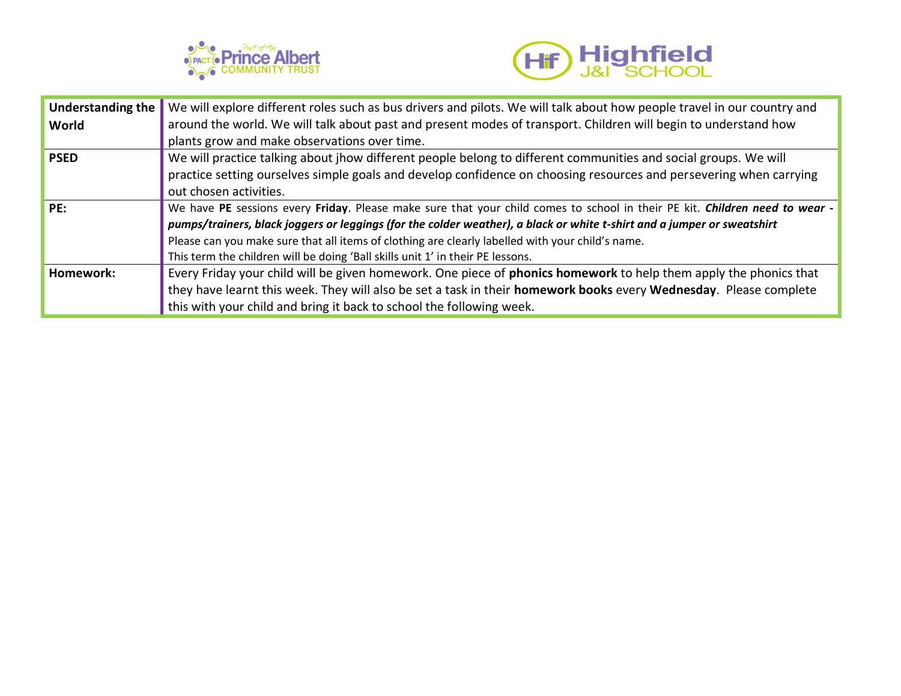| | |
|---|---|
| **Understanding the World** | We will explore different roles such as bus drivers and pilots. We will talk about how people travel in our country and around the world. We will talk about past and present modes of transport. Children will begin to understand how plants grow and make observations over time. |
| **PSED** | We will practice talking about jhow different people belong to different communities and social groups. We will practice setting ourselves simple goals and develop confidence on choosing resources and persevering when carrying out chosen activities. |
| **PE:** | We have **PE** sessions every **Friday**. Please make sure that your child comes to school in their PE kit. ***Children need to wear - pumps/trainers, black joggers or leggings (for the colder weather), a black or white t-shirt and a jumper or sweatshirt*** Please can you make sure that all items of clothing are clearly labelled with your child's name. This term the children will be doing 'Ball skills unit 1' in their PE lessons. |
| **Homework:** | Every Friday your child will be given homework. One piece of **phonics homework** to help them apply the phonics that they have learnt this week. They will also be set a task in their **homework books** every **Wednesday**. Please complete this with your child and bring it back to school the following week. |